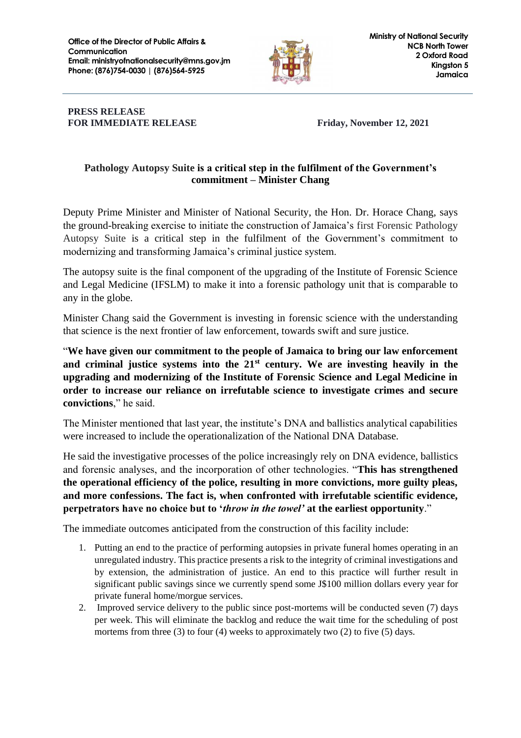Office of the Director of Public Affairs & Communication
Email: ministryofnationalsecurity@mns.gov.jm
Phone: (876)754-0030 | (876)564-5925

Ministry of National Security
NCB North Tower
2 Oxford Road
Kingston 5
Jamaica

**PRESS RELEASE**
**FOR IMMEDIATE RELEASE** **Friday, November 12, 2021**

## Pathology Autopsy Suite is a critical step in the fulfilment of the Government's commitment – Minister Chang

Deputy Prime Minister and Minister of National Security, the Hon. Dr. Horace Chang, says the ground-breaking exercise to initiate the construction of Jamaica's first Forensic Pathology Autopsy Suite is a critical step in the fulfilment of the Government's commitment to modernizing and transforming Jamaica's criminal justice system.

The autopsy suite is the final component of the upgrading of the Institute of Forensic Science and Legal Medicine (IFSLM) to make it into a forensic pathology unit that is comparable to any in the globe.

Minister Chang said the Government is investing in forensic science with the understanding that science is the next frontier of law enforcement, towards swift and sure justice.

"**We have given our commitment to the people of Jamaica to bring our law enforcement and criminal justice systems into the 21st century. We are investing heavily in the upgrading and modernizing of the Institute of Forensic Science and Legal Medicine in order to increase our reliance on irrefutable science to investigate crimes and secure convictions**," he said.

The Minister mentioned that last year, the institute's DNA and ballistics analytical capabilities were increased to include the operationalization of the National DNA Database.

He said the investigative processes of the police increasingly rely on DNA evidence, ballistics and forensic analyses, and the incorporation of other technologies. "**This has strengthened the operational efficiency of the police, resulting in more convictions, more guilty pleas, and more confessions. The fact is, when confronted with irrefutable scientific evidence, perpetrators have no choice but to '*throw in the towel*' at the earliest opportunity**."

The immediate outcomes anticipated from the construction of this facility include:

1. Putting an end to the practice of performing autopsies in private funeral homes operating in an unregulated industry. This practice presents a risk to the integrity of criminal investigations and by extension, the administration of justice. An end to this practice will further result in significant public savings since we currently spend some J$100 million dollars every year for private funeral home/morgue services.
2. Improved service delivery to the public since post-mortems will be conducted seven (7) days per week. This will eliminate the backlog and reduce the wait time for the scheduling of post mortems from three (3) to four (4) weeks to approximately two (2) to five (5) days.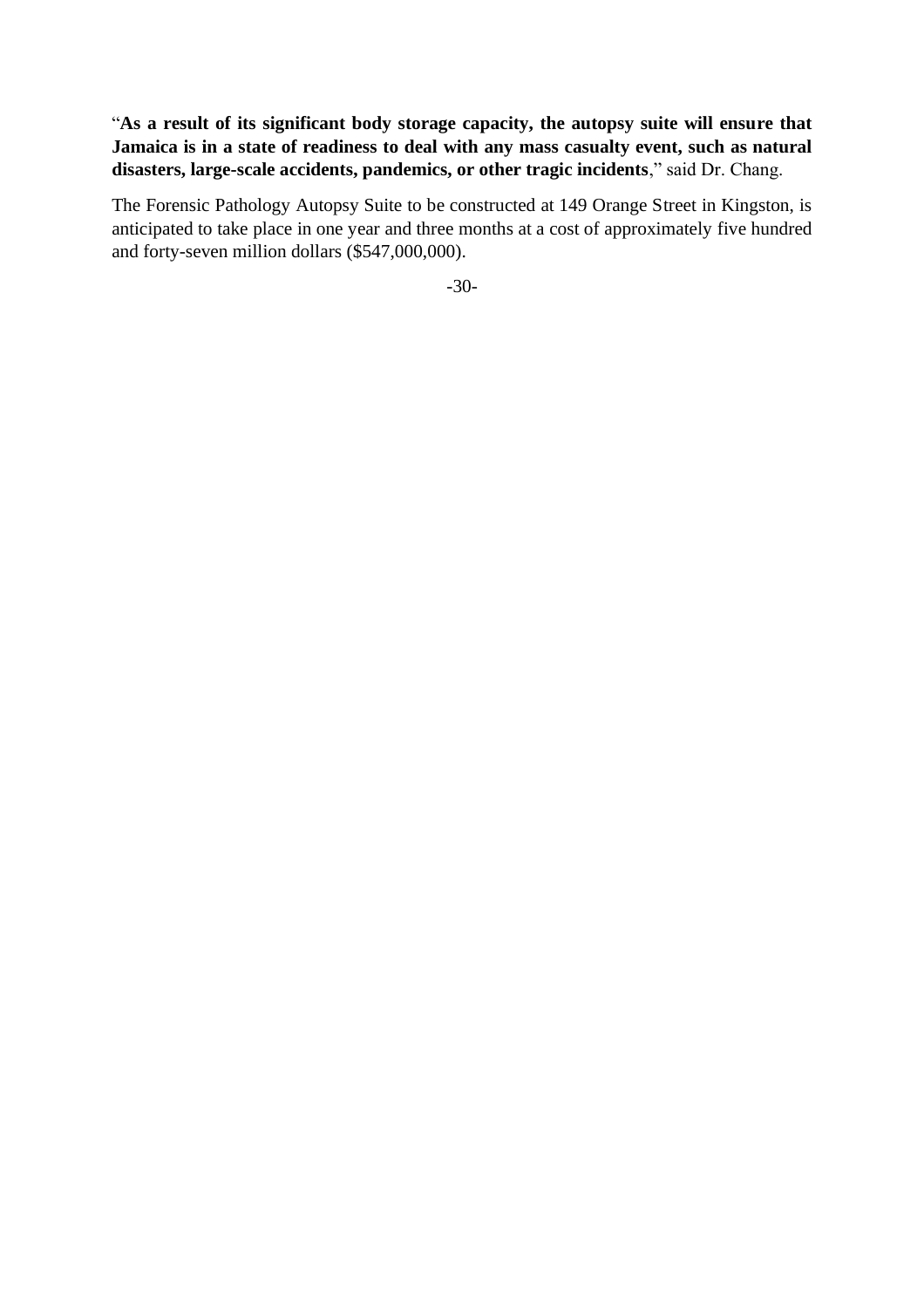"**As a result of its significant body storage capacity, the autopsy suite will ensure that Jamaica is in a state of readiness to deal with any mass casualty event, such as natural disasters, large-scale accidents, pandemics, or other tragic incidents**," said Dr. Chang.

The Forensic Pathology Autopsy Suite to be constructed at 149 Orange Street in Kingston, is anticipated to take place in one year and three months at a cost of approximately five hundred and forty-seven million dollars ($547,000,000).

-30-